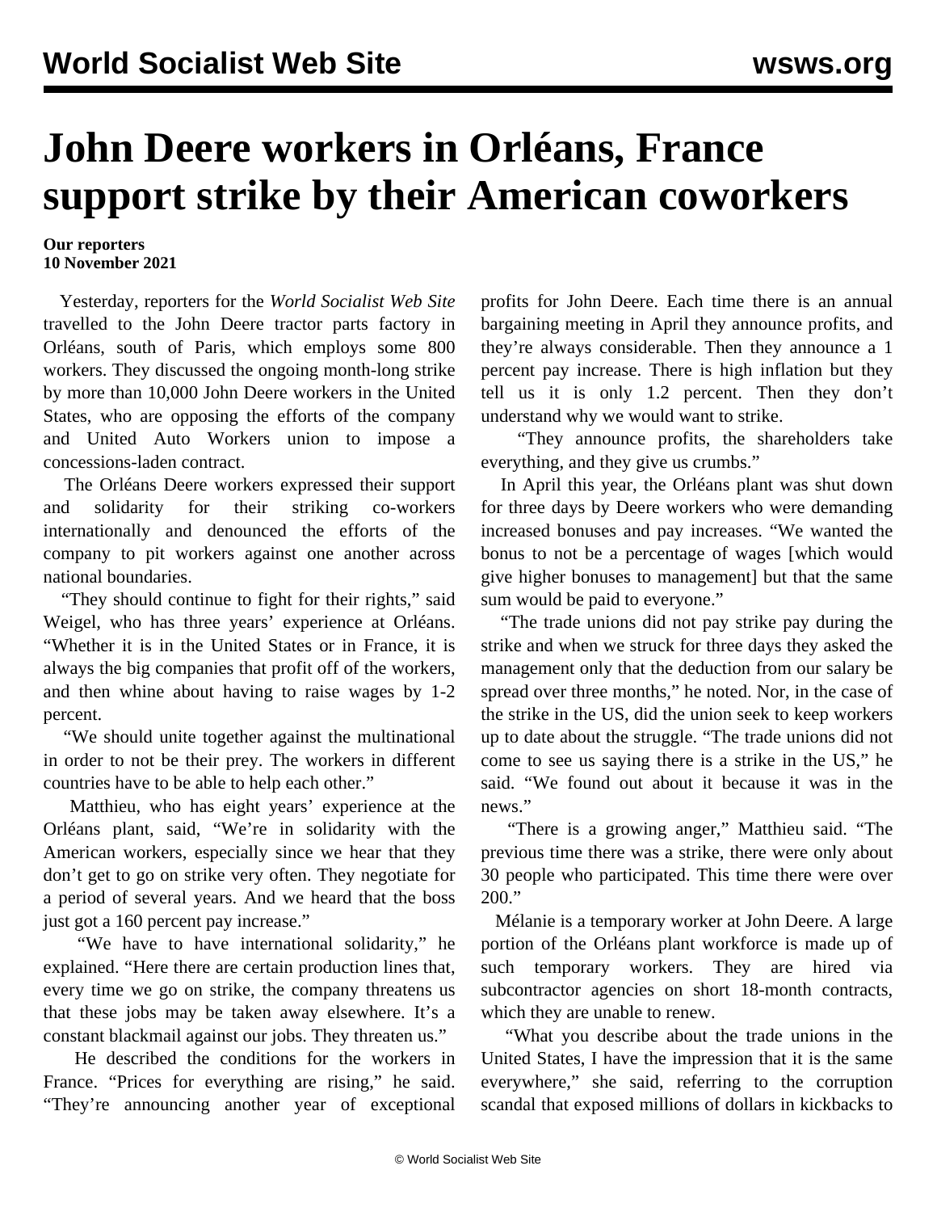# John Deere workers in Orléans, France support strike by their American coworkers

**Our reporters**
**10 November 2021**

Yesterday, reporters for the *World Socialist Web Site* travelled to the John Deere tractor parts factory in Orléans, south of Paris, which employs some 800 workers. They discussed the ongoing month-long strike by more than 10,000 John Deere workers in the United States, who are opposing the efforts of the company and United Auto Workers union to impose a concessions-laden contract.

The Orléans Deere workers expressed their support and solidarity for their striking co-workers internationally and denounced the efforts of the company to pit workers against one another across national boundaries.

"They should continue to fight for their rights," said Weigel, who has three years' experience at Orléans. "Whether it is in the United States or in France, it is always the big companies that profit off of the workers, and then whine about having to raise wages by 1-2 percent.

"We should unite together against the multinational in order to not be their prey. The workers in different countries have to be able to help each other."

Matthieu, who has eight years' experience at the Orléans plant, said, "We're in solidarity with the American workers, especially since we hear that they don't get to go on strike very often. They negotiate for a period of several years. And we heard that the boss just got a 160 percent pay increase."

"We have to have international solidarity," he explained. "Here there are certain production lines that, every time we go on strike, the company threatens us that these jobs may be taken away elsewhere. It's a constant blackmail against our jobs. They threaten us."

He described the conditions for the workers in France. "Prices for everything are rising," he said. "They're announcing another year of exceptional profits for John Deere. Each time there is an annual bargaining meeting in April they announce profits, and they're always considerable. Then they announce a 1 percent pay increase. There is high inflation but they tell us it is only 1.2 percent. Then they don't understand why we would want to strike.

"They announce profits, the shareholders take everything, and they give us crumbs."

In April this year, the Orléans plant was shut down for three days by Deere workers who were demanding increased bonuses and pay increases. "We wanted the bonus to not be a percentage of wages [which would give higher bonuses to management] but that the same sum would be paid to everyone."

"The trade unions did not pay strike pay during the strike and when we struck for three days they asked the management only that the deduction from our salary be spread over three months," he noted. Nor, in the case of the strike in the US, did the union seek to keep workers up to date about the struggle. "The trade unions did not come to see us saying there is a strike in the US," he said. "We found out about it because it was in the news."

"There is a growing anger," Matthieu said. "The previous time there was a strike, there were only about 30 people who participated. This time there were over 200."

Mélanie is a temporary worker at John Deere. A large portion of the Orléans plant workforce is made up of such temporary workers. They are hired via subcontractor agencies on short 18-month contracts, which they are unable to renew.

"What you describe about the trade unions in the United States, I have the impression that it is the same everywhere," she said, referring to the corruption scandal that exposed millions of dollars in kickbacks to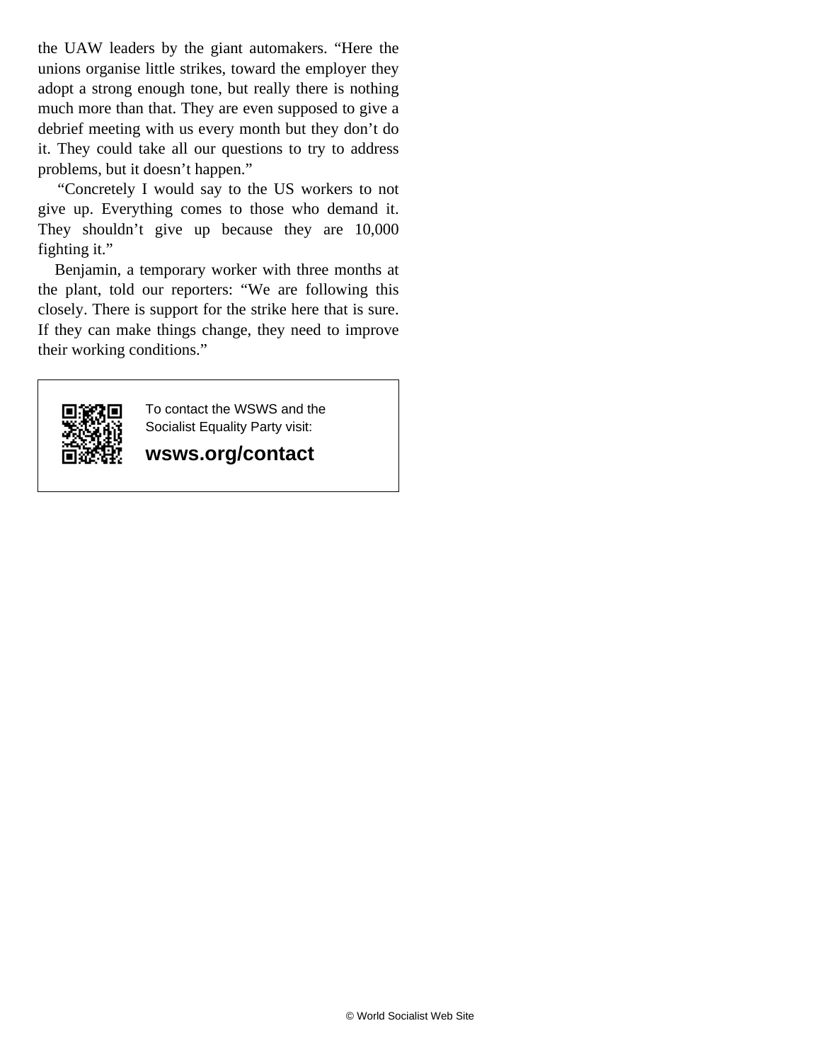the UAW leaders by the giant automakers. “Here the unions organise little strikes, toward the employer they adopt a strong enough tone, but really there is nothing much more than that. They are even supposed to give a debrief meeting with us every month but they don’t do it. They could take all our questions to try to address problems, but it doesn’t happen.”

“Concretely I would say to the US workers to not give up. Everything comes to those who demand it. They shouldn’t give up because they are 10,000 fighting it.”

Benjamin, a temporary worker with three months at the plant, told our reporters: “We are following this closely. There is support for the strike here that is sure. If they can make things change, they need to improve their working conditions.”

To contact the WSWS and the Socialist Equality Party visit:

**wsws.org/contact**